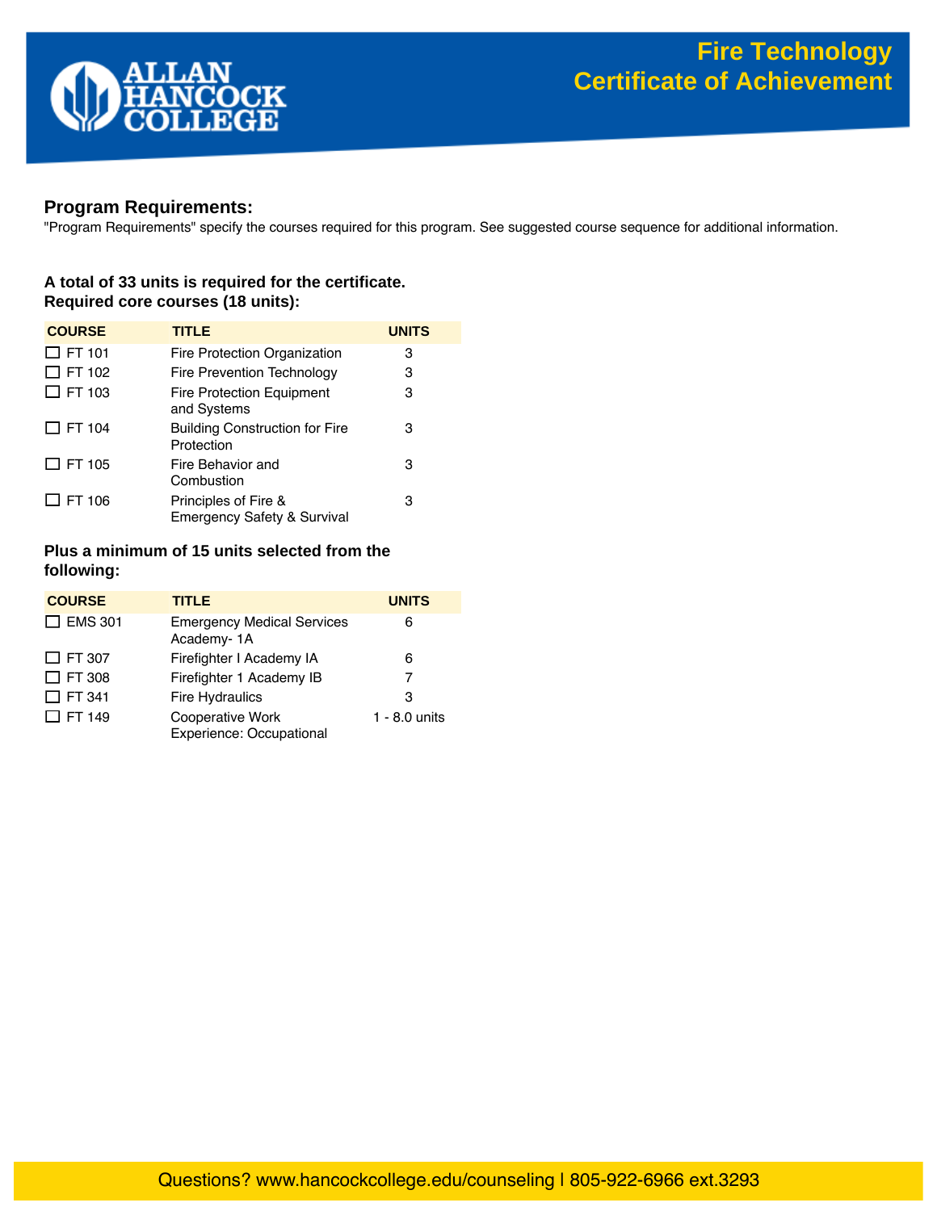# Fire Technology Certificate of Achievement

ALLAN HANCOCK COLLEGE

## Program Requirements:

"Program Requirements" specify the courses required for this program. See suggested course sequence for additional information.

**A total of 33 units is required for the certificate.**
**Required core courses (18 units):**

| COURSE | TITLE | UNITS |
|---|---|---|
| ☐ FT 101 | Fire Protection Organization | 3 |
| ☐ FT 102 | Fire Prevention Technology | 3 |
| ☐ FT 103 | Fire Protection Equipment and Systems | 3 |
| ☐ FT 104 | Building Construction for Fire Protection | 3 |
| ☐ FT 105 | Fire Behavior and Combustion | 3 |
| ☐ FT 106 | Principles of Fire & Emergency Safety & Survival | 3 |

**Plus a minimum of 15 units selected from the following:**

| COURSE | TITLE | UNITS |
|---|---|---|
| ☐ EMS 301 | Emergency Medical Services Academy- 1A | 6 |
| ☐ FT 307 | Firefighter I Academy IA | 6 |
| ☐ FT 308 | Firefighter 1 Academy IB | 7 |
| ☐ FT 341 | Fire Hydraulics | 3 |
| ☐ FT 149 | Cooperative Work Experience: Occupational | 1 - 8.0 units |

Questions? www.hancockcollege.edu/counseling | 805-922-6966 ext.3293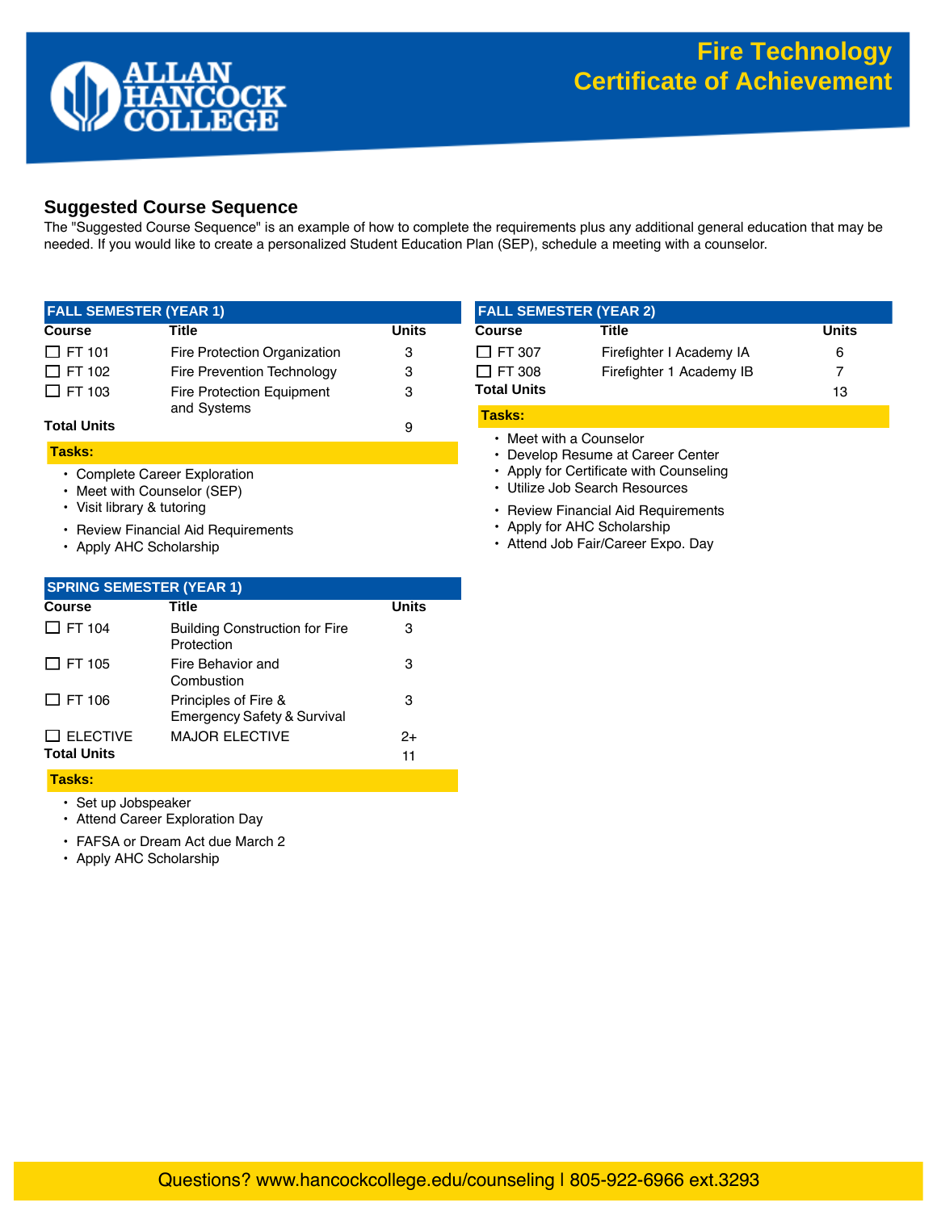# Fire Technology Certificate of Achievement

## Suggested Course Sequence

The "Suggested Course Sequence" is an example of how to complete the requirements plus any additional general education that may be needed. If you would like to create a personalized Student Education Plan (SEP), schedule a meeting with a counselor.

### FALL SEMESTER (YEAR 1)

| Course | Title | Units |
|---|---|---|
| ☐ FT 101 | Fire Protection Organization | 3 |
| ☐ FT 102 | Fire Prevention Technology | 3 |
| ☐ FT 103 | Fire Protection Equipment and Systems | 3 |
| **Total Units** | | 9 |

**Tasks:**

- Complete Career Exploration
- Meet with Counselor (SEP)
- Visit library & tutoring
- Review Financial Aid Requirements
- Apply AHC Scholarship

### SPRING SEMESTER (YEAR 1)

| Course | Title | Units |
|---|---|---|
| ☐ FT 104 | Building Construction for Fire Protection | 3 |
| ☐ FT 105 | Fire Behavior and Combustion | 3 |
| ☐ FT 106 | Principles of Fire & Emergency Safety & Survival | 3 |
| ☐ ELECTIVE | MAJOR ELECTIVE | 2+ |
| **Total Units** | | 11 |

**Tasks:**

- Set up Jobspeaker
- Attend Career Exploration Day
- FAFSA or Dream Act due March 2
- Apply AHC Scholarship

### FALL SEMESTER (YEAR 2)

| Course | Title | Units |
|---|---|---|
| ☐ FT 307 | Firefighter I Academy IA | 6 |
| ☐ FT 308 | Firefighter 1 Academy IB | 7 |
| **Total Units** | | 13 |

**Tasks:**

- Meet with a Counselor
- Develop Resume at Career Center
- Apply for Certificate with Counseling
- Utilize Job Search Resources
- Review Financial Aid Requirements
- Apply for AHC Scholarship
- Attend Job Fair/Career Expo. Day

Questions? www.hancockcollege.edu/counseling | 805-922-6966 ext.3293